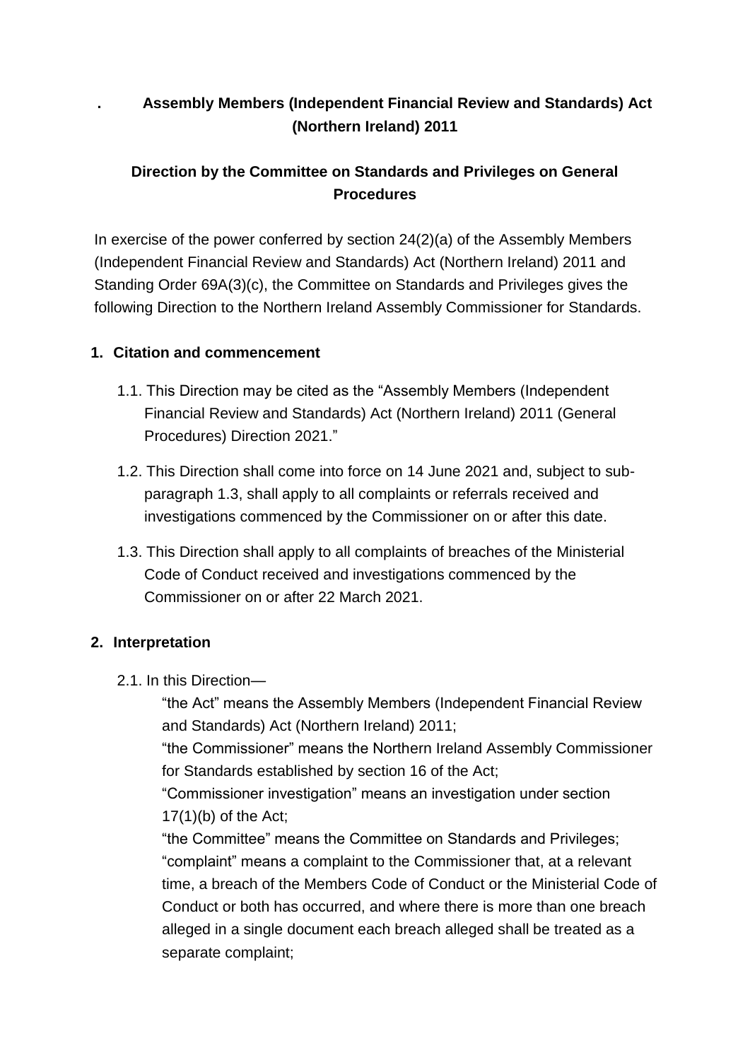# Assembly Members (Independent Financial Review and Standards) Act (Northern Ireland) 2011

## Direction by the Committee on Standards and Privileges on General Procedures

In exercise of the power conferred by section 24(2)(a) of the Assembly Members (Independent Financial Review and Standards) Act (Northern Ireland) 2011 and Standing Order 69A(3)(c), the Committee on Standards and Privileges gives the following Direction to the Northern Ireland Assembly Commissioner for Standards.

### 1. Citation and commencement

1.1. This Direction may be cited as the "Assembly Members (Independent Financial Review and Standards) Act (Northern Ireland) 2011 (General Procedures) Direction 2021."

1.2. This Direction shall come into force on 14 June 2021 and, subject to sub-paragraph 1.3, shall apply to all complaints or referrals received and investigations commenced by the Commissioner on or after this date.

1.3. This Direction shall apply to all complaints of breaches of the Ministerial Code of Conduct received and investigations commenced by the Commissioner on or after 22 March 2021.

### 2. Interpretation

2.1. In this Direction—

"the Act" means the Assembly Members (Independent Financial Review and Standards) Act (Northern Ireland) 2011;

"the Commissioner" means the Northern Ireland Assembly Commissioner for Standards established by section 16 of the Act;

"Commissioner investigation" means an investigation under section 17(1)(b) of the Act;

"the Committee" means the Committee on Standards and Privileges;

"complaint" means a complaint to the Commissioner that, at a relevant time, a breach of the Members Code of Conduct or the Ministerial Code of Conduct or both has occurred, and where there is more than one breach alleged in a single document each breach alleged shall be treated as a separate complaint;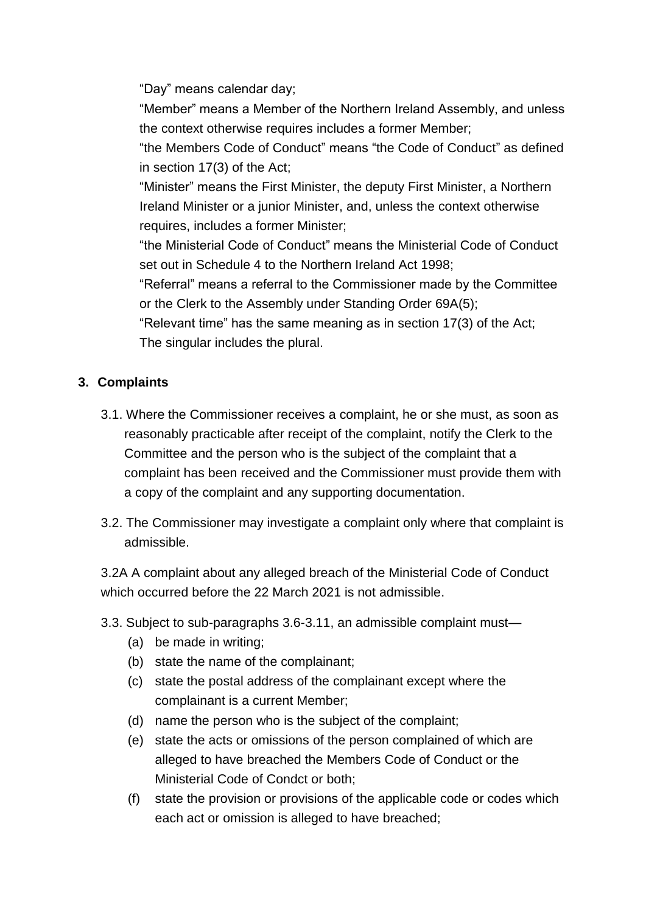"Day" means calendar day;

"Member" means a Member of the Northern Ireland Assembly, and unless the context otherwise requires includes a former Member;

"the Members Code of Conduct" means "the Code of Conduct" as defined in section 17(3) of the Act;

"Minister" means the First Minister, the deputy First Minister, a Northern Ireland Minister or a junior Minister, and, unless the context otherwise requires, includes a former Minister;

"the Ministerial Code of Conduct" means the Ministerial Code of Conduct set out in Schedule 4 to the Northern Ireland Act 1998;

"Referral" means a referral to the Commissioner made by the Committee or the Clerk to the Assembly under Standing Order 69A(5);

"Relevant time" has the same meaning as in section 17(3) of the Act;

The singular includes the plural.

## 3. Complaints

3.1. Where the Commissioner receives a complaint, he or she must, as soon as reasonably practicable after receipt of the complaint, notify the Clerk to the Committee and the person who is the subject of the complaint that a complaint has been received and the Commissioner must provide them with a copy of the complaint and any supporting documentation.

3.2. The Commissioner may investigate a complaint only where that complaint is admissible.

3.2A A complaint about any alleged breach of the Ministerial Code of Conduct which occurred before the 22 March 2021 is not admissible.

3.3. Subject to sub-paragraphs 3.6-3.11, an admissible complaint must—

(a) be made in writing;

(b) state the name of the complainant;

(c) state the postal address of the complainant except where the complainant is a current Member;

(d) name the person who is the subject of the complaint;

(e) state the acts or omissions of the person complained of which are alleged to have breached the Members Code of Conduct or the Ministerial Code of Condct or both;

(f) state the provision or provisions of the applicable code or codes which each act or omission is alleged to have breached;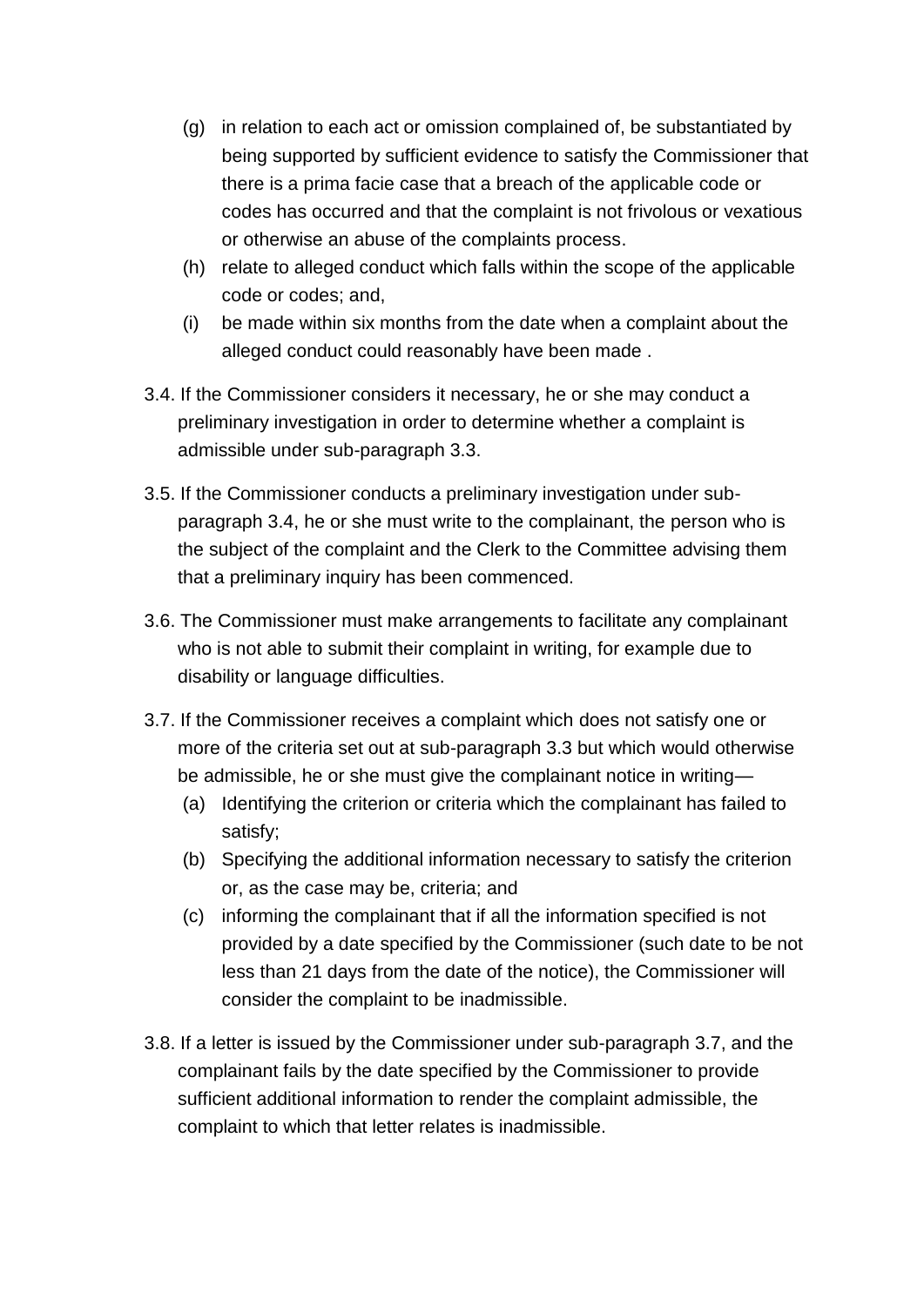(g) in relation to each act or omission complained of, be substantiated by being supported by sufficient evidence to satisfy the Commissioner that there is a prima facie case that a breach of the applicable code or codes has occurred and that the complaint is not frivolous or vexatious or otherwise an abuse of the complaints process.

(h) relate to alleged conduct which falls within the scope of the applicable code or codes; and,

(i) be made within six months from the date when a complaint about the alleged conduct could reasonably have been made .

3.4. If the Commissioner considers it necessary, he or she may conduct a preliminary investigation in order to determine whether a complaint is admissible under sub-paragraph 3.3.

3.5. If the Commissioner conducts a preliminary investigation under sub-paragraph 3.4, he or she must write to the complainant, the person who is the subject of the complaint and the Clerk to the Committee advising them that a preliminary inquiry has been commenced.

3.6. The Commissioner must make arrangements to facilitate any complainant who is not able to submit their complaint in writing, for example due to disability or language difficulties.

3.7. If the Commissioner receives a complaint which does not satisfy one or more of the criteria set out at sub-paragraph 3.3 but which would otherwise be admissible, he or she must give the complainant notice in writing—

(a) Identifying the criterion or criteria which the complainant has failed to satisfy;

(b) Specifying the additional information necessary to satisfy the criterion or, as the case may be, criteria; and

(c) informing the complainant that if all the information specified is not provided by a date specified by the Commissioner (such date to be not less than 21 days from the date of the notice), the Commissioner will consider the complaint to be inadmissible.

3.8. If a letter is issued by the Commissioner under sub-paragraph 3.7, and the complainant fails by the date specified by the Commissioner to provide sufficient additional information to render the complaint admissible, the complaint to which that letter relates is inadmissible.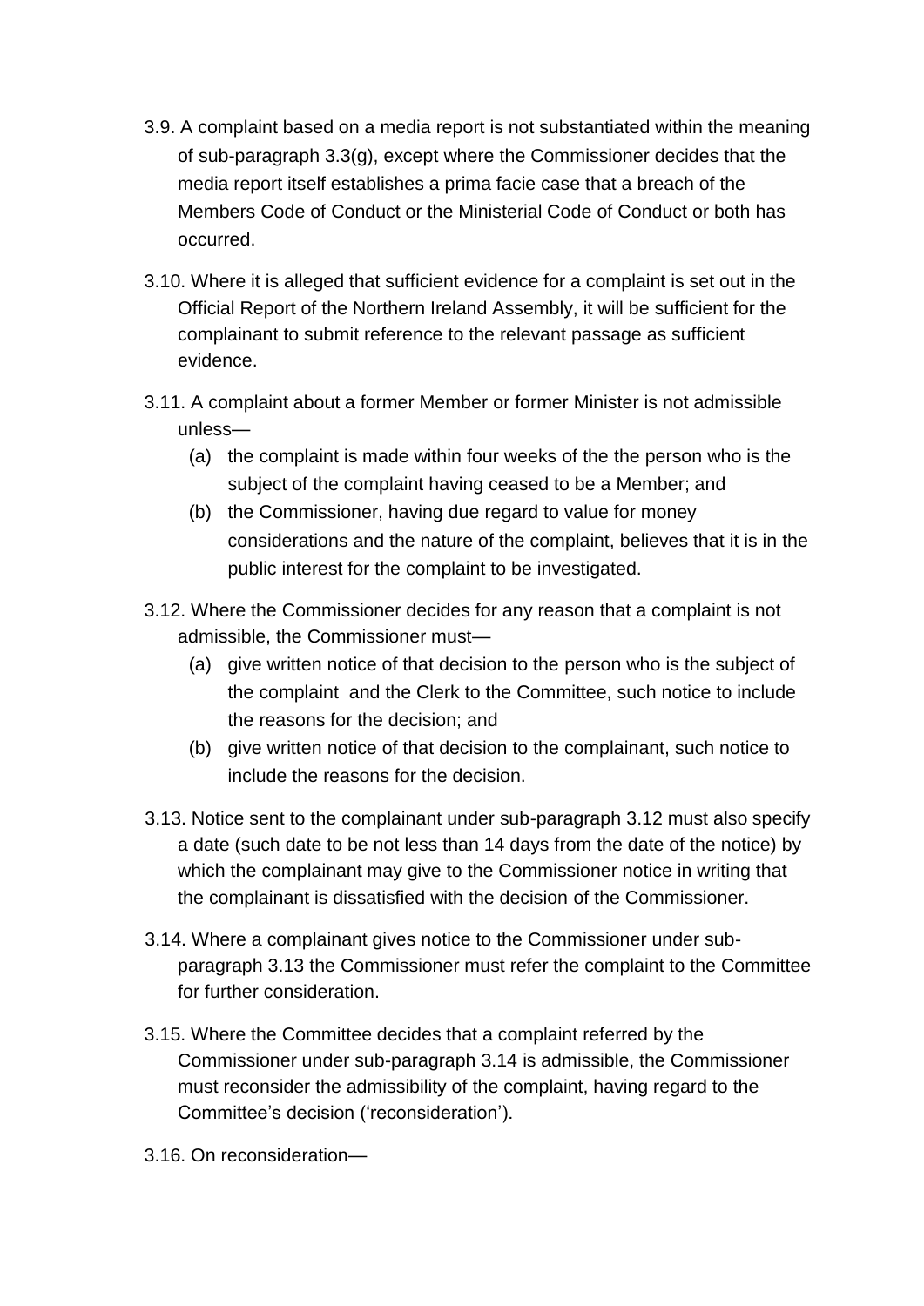3.9. A complaint based on a media report is not substantiated within the meaning of sub-paragraph 3.3(g), except where the Commissioner decides that the media report itself establishes a prima facie case that a breach of the Members Code of Conduct or the Ministerial Code of Conduct or both has occurred.

3.10. Where it is alleged that sufficient evidence for a complaint is set out in the Official Report of the Northern Ireland Assembly, it will be sufficient for the complainant to submit reference to the relevant passage as sufficient evidence.

3.11. A complaint about a former Member or former Minister is not admissible unless—

- (a) the complaint is made within four weeks of the the person who is the subject of the complaint having ceased to be a Member; and
- (b) the Commissioner, having due regard to value for money considerations and the nature of the complaint, believes that it is in the public interest for the complaint to be investigated.

3.12. Where the Commissioner decides for any reason that a complaint is not admissible, the Commissioner must—

- (a) give written notice of that decision to the person who is the subject of the complaint and the Clerk to the Committee, such notice to include the reasons for the decision; and
- (b) give written notice of that decision to the complainant, such notice to include the reasons for the decision.

3.13. Notice sent to the complainant under sub-paragraph 3.12 must also specify a date (such date to be not less than 14 days from the date of the notice) by which the complainant may give to the Commissioner notice in writing that the complainant is dissatisfied with the decision of the Commissioner.

3.14. Where a complainant gives notice to the Commissioner under sub-paragraph 3.13 the Commissioner must refer the complaint to the Committee for further consideration.

3.15. Where the Committee decides that a complaint referred by the Commissioner under sub-paragraph 3.14 is admissible, the Commissioner must reconsider the admissibility of the complaint, having regard to the Committee's decision ('reconsideration').

3.16. On reconsideration—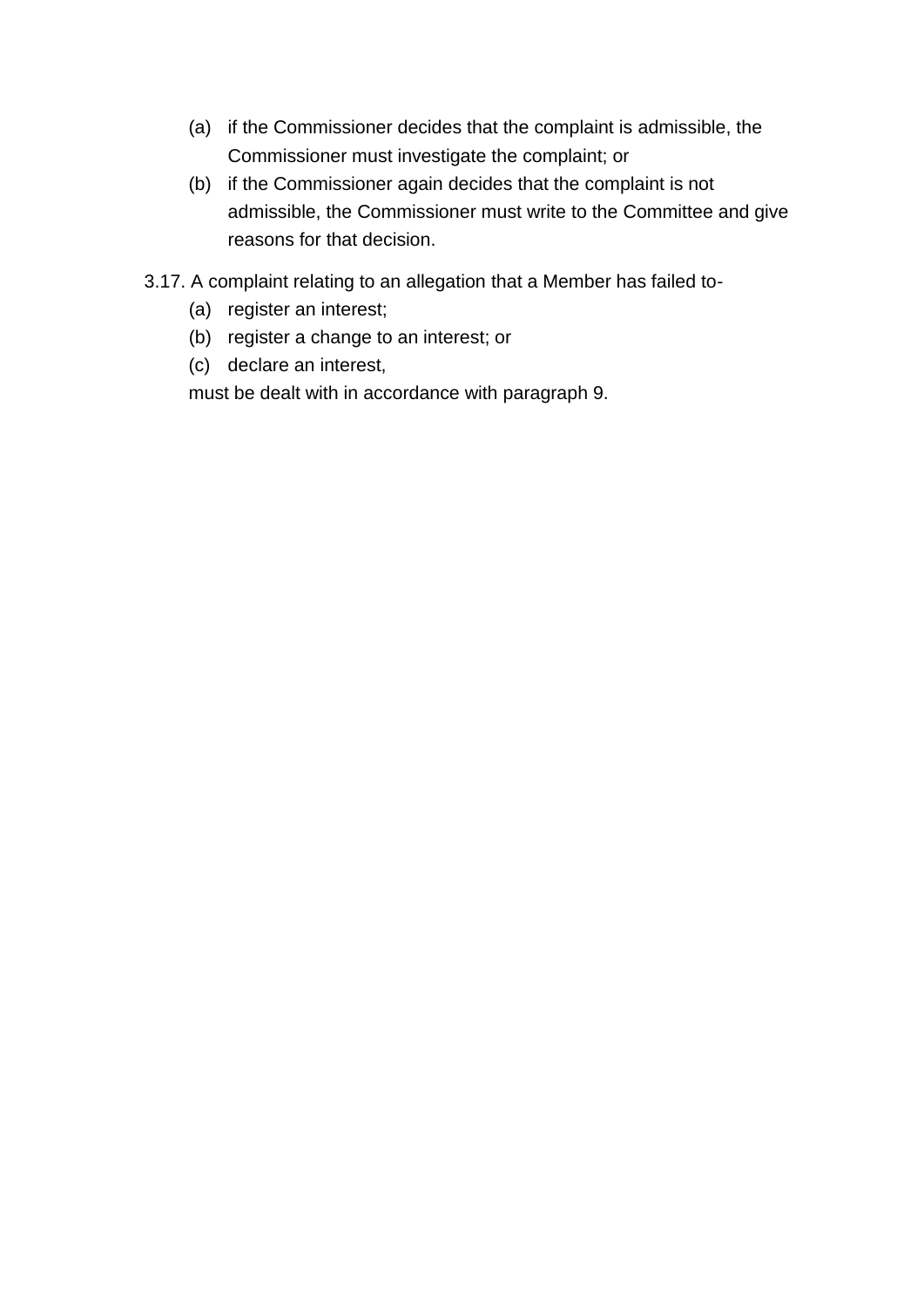(a) if the Commissioner decides that the complaint is admissible, the Commissioner must investigate the complaint; or
(b) if the Commissioner again decides that the complaint is not admissible, the Commissioner must write to the Committee and give reasons for that decision.

3.17. A complaint relating to an allegation that a Member has failed to-

(a) register an interest;
(b) register a change to an interest; or
(c) declare an interest,

must be dealt with in accordance with paragraph 9.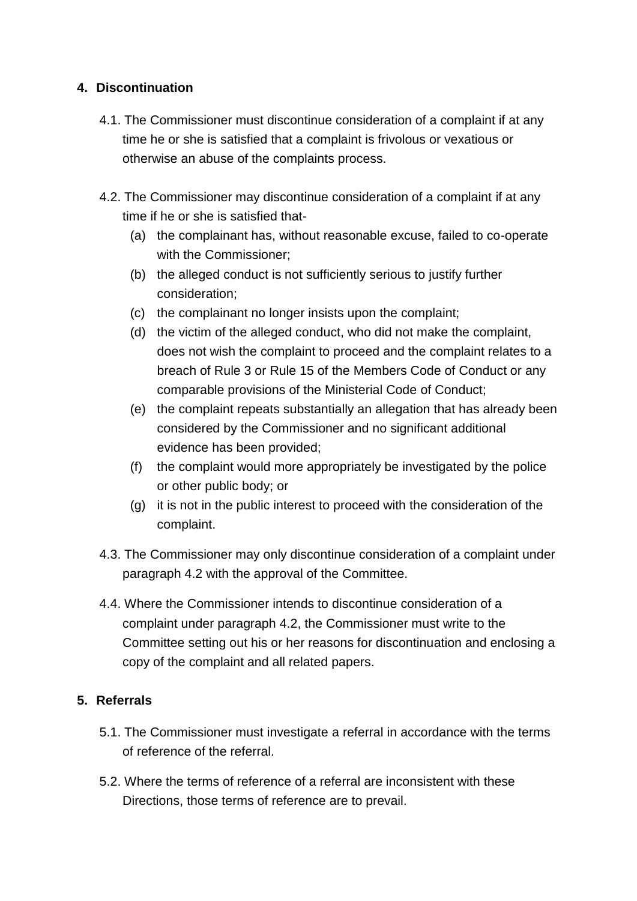## 4. Discontinuation

4.1. The Commissioner must discontinue consideration of a complaint if at any time he or she is satisfied that a complaint is frivolous or vexatious or otherwise an abuse of the complaints process.

4.2. The Commissioner may discontinue consideration of a complaint if at any time if he or she is satisfied that-

(a) the complainant has, without reasonable excuse, failed to co-operate with the Commissioner;

(b) the alleged conduct is not sufficiently serious to justify further consideration;

(c) the complainant no longer insists upon the complaint;

(d) the victim of the alleged conduct, who did not make the complaint, does not wish the complaint to proceed and the complaint relates to a breach of Rule 3 or Rule 15 of the Members Code of Conduct or any comparable provisions of the Ministerial Code of Conduct;

(e) the complaint repeats substantially an allegation that has already been considered by the Commissioner and no significant additional evidence has been provided;

(f) the complaint would more appropriately be investigated by the police or other public body; or

(g) it is not in the public interest to proceed with the consideration of the complaint.

4.3. The Commissioner may only discontinue consideration of a complaint under paragraph 4.2 with the approval of the Committee.

4.4. Where the Commissioner intends to discontinue consideration of a complaint under paragraph 4.2, the Commissioner must write to the Committee setting out his or her reasons for discontinuation and enclosing a copy of the complaint and all related papers.

## 5. Referrals

5.1. The Commissioner must investigate a referral in accordance with the terms of reference of the referral.

5.2. Where the terms of reference of a referral are inconsistent with these Directions, those terms of reference are to prevail.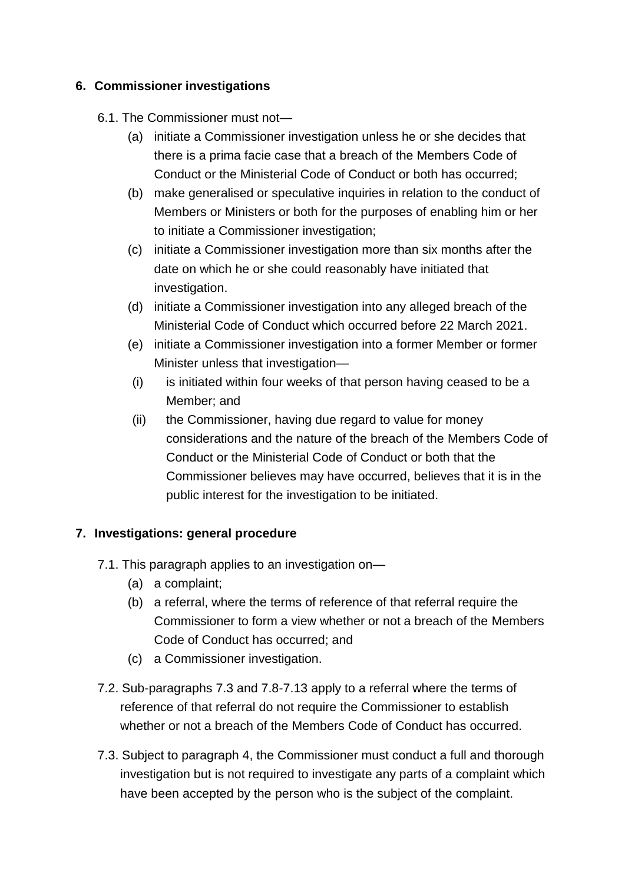## 6. Commissioner investigations

6.1. The Commissioner must not—

- (a) initiate a Commissioner investigation unless he or she decides that there is a prima facie case that a breach of the Members Code of Conduct or the Ministerial Code of Conduct or both has occurred;
- (b) make generalised or speculative inquiries in relation to the conduct of Members or Ministers or both for the purposes of enabling him or her to initiate a Commissioner investigation;
- (c) initiate a Commissioner investigation more than six months after the date on which he or she could reasonably have initiated that investigation.
- (d) initiate a Commissioner investigation into any alleged breach of the Ministerial Code of Conduct which occurred before 22 March 2021.
- (e) initiate a Commissioner investigation into a former Member or former Minister unless that investigation—
  - (i) is initiated within four weeks of that person having ceased to be a Member; and
  - (ii) the Commissioner, having due regard to value for money considerations and the nature of the breach of the Members Code of Conduct or the Ministerial Code of Conduct or both that the Commissioner believes may have occurred, believes that it is in the public interest for the investigation to be initiated.

## 7. Investigations: general procedure

7.1. This paragraph applies to an investigation on—

- (a) a complaint;
- (b) a referral, where the terms of reference of that referral require the Commissioner to form a view whether or not a breach of the Members Code of Conduct has occurred; and
- (c) a Commissioner investigation.

7.2. Sub-paragraphs 7.3 and 7.8-7.13 apply to a referral where the terms of reference of that referral do not require the Commissioner to establish whether or not a breach of the Members Code of Conduct has occurred.

7.3. Subject to paragraph 4, the Commissioner must conduct a full and thorough investigation but is not required to investigate any parts of a complaint which have been accepted by the person who is the subject of the complaint.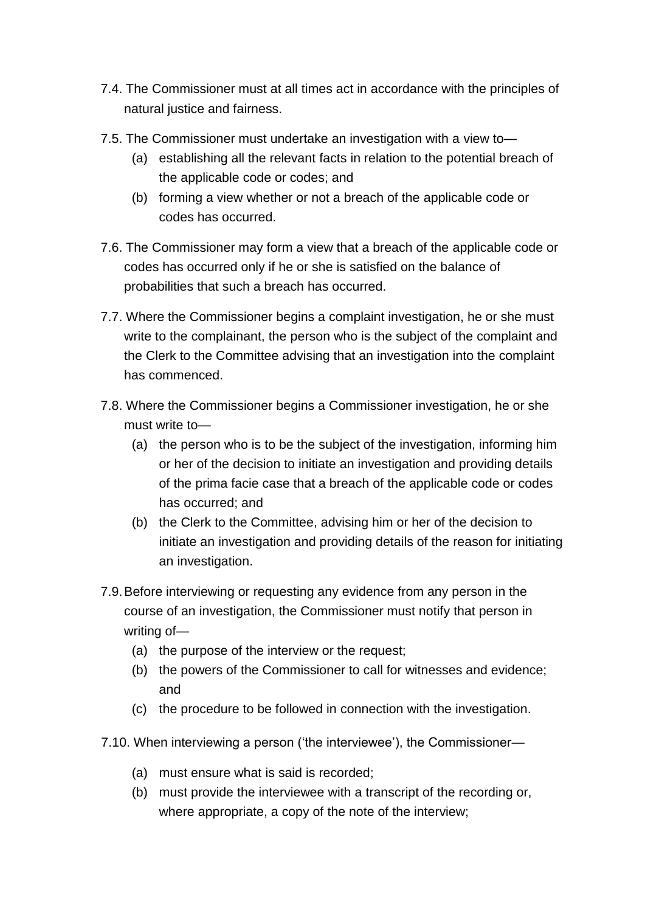7.4. The Commissioner must at all times act in accordance with the principles of natural justice and fairness.

7.5. The Commissioner must undertake an investigation with a view to—

(a) establishing all the relevant facts in relation to the potential breach of the applicable code or codes; and

(b) forming a view whether or not a breach of the applicable code or codes has occurred.

7.6. The Commissioner may form a view that a breach of the applicable code or codes has occurred only if he or she is satisfied on the balance of probabilities that such a breach has occurred.

7.7. Where the Commissioner begins a complaint investigation, he or she must write to the complainant, the person who is the subject of the complaint and the Clerk to the Committee advising that an investigation into the complaint has commenced.

7.8. Where the Commissioner begins a Commissioner investigation, he or she must write to—

(a) the person who is to be the subject of the investigation, informing him or her of the decision to initiate an investigation and providing details of the prima facie case that a breach of the applicable code or codes has occurred; and

(b) the Clerk to the Committee, advising him or her of the decision to initiate an investigation and providing details of the reason for initiating an investigation.

7.9. Before interviewing or requesting any evidence from any person in the course of an investigation, the Commissioner must notify that person in writing of—

(a) the purpose of the interview or the request;

(b) the powers of the Commissioner to call for witnesses and evidence; and

(c) the procedure to be followed in connection with the investigation.

7.10. When interviewing a person ('the interviewee'), the Commissioner—

(a) must ensure what is said is recorded;

(b) must provide the interviewee with a transcript of the recording or, where appropriate, a copy of the note of the interview;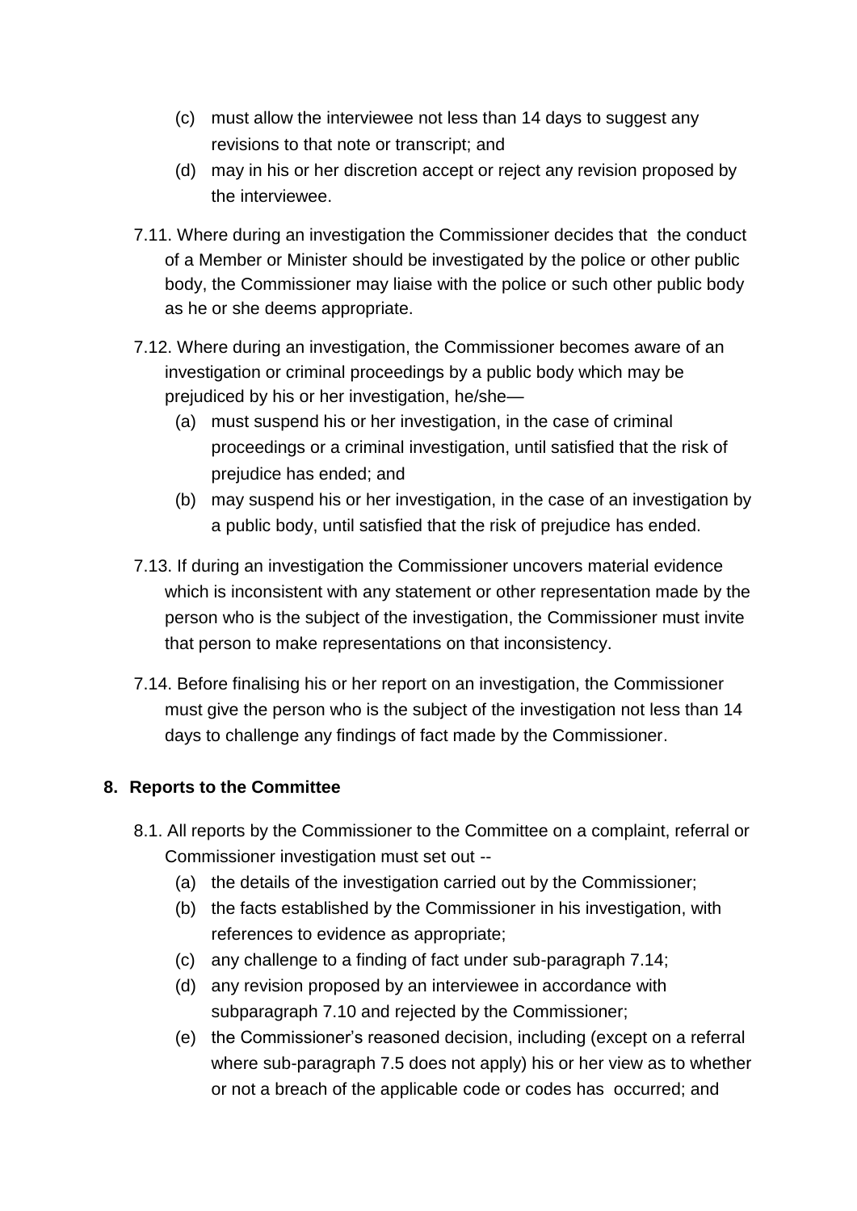(c) must allow the interviewee not less than 14 days to suggest any revisions to that note or transcript; and

(d) may in his or her discretion accept or reject any revision proposed by the interviewee.

7.11. Where during an investigation the Commissioner decides that the conduct of a Member or Minister should be investigated by the police or other public body, the Commissioner may liaise with the police or such other public body as he or she deems appropriate.

7.12. Where during an investigation, the Commissioner becomes aware of an investigation or criminal proceedings by a public body which may be prejudiced by his or her investigation, he/she—

(a) must suspend his or her investigation, in the case of criminal proceedings or a criminal investigation, until satisfied that the risk of prejudice has ended; and

(b) may suspend his or her investigation, in the case of an investigation by a public body, until satisfied that the risk of prejudice has ended.

7.13. If during an investigation the Commissioner uncovers material evidence which is inconsistent with any statement or other representation made by the person who is the subject of the investigation, the Commissioner must invite that person to make representations on that inconsistency.

7.14. Before finalising his or her report on an investigation, the Commissioner must give the person who is the subject of the investigation not less than 14 days to challenge any findings of fact made by the Commissioner.

## 8. Reports to the Committee

8.1. All reports by the Commissioner to the Committee on a complaint, referral or Commissioner investigation must set out --

(a) the details of the investigation carried out by the Commissioner;

(b) the facts established by the Commissioner in his investigation, with references to evidence as appropriate;

(c) any challenge to a finding of fact under sub-paragraph 7.14;

(d) any revision proposed by an interviewee in accordance with subparagraph 7.10 and rejected by the Commissioner;

(e) the Commissioner's reasoned decision, including (except on a referral where sub-paragraph 7.5 does not apply) his or her view as to whether or not a breach of the applicable code or codes has occurred; and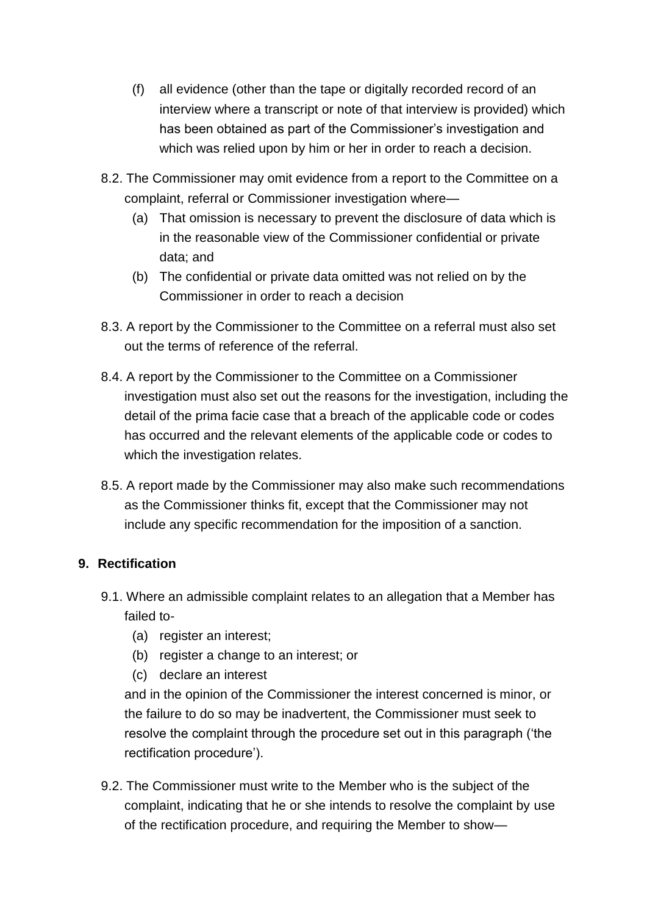(f) all evidence (other than the tape or digitally recorded record of an interview where a transcript or note of that interview is provided) which has been obtained as part of the Commissioner's investigation and which was relied upon by him or her in order to reach a decision.

8.2. The Commissioner may omit evidence from a report to the Committee on a complaint, referral or Commissioner investigation where—

(a) That omission is necessary to prevent the disclosure of data which is in the reasonable view of the Commissioner confidential or private data; and

(b) The confidential or private data omitted was not relied on by the Commissioner in order to reach a decision

8.3. A report by the Commissioner to the Committee on a referral must also set out the terms of reference of the referral.

8.4. A report by the Commissioner to the Committee on a Commissioner investigation must also set out the reasons for the investigation, including the detail of the prima facie case that a breach of the applicable code or codes has occurred and the relevant elements of the applicable code or codes to which the investigation relates.

8.5. A report made by the Commissioner may also make such recommendations as the Commissioner thinks fit, except that the Commissioner may not include any specific recommendation for the imposition of a sanction.

## 9. Rectification

9.1. Where an admissible complaint relates to an allegation that a Member has failed to-

(a) register an interest;

(b) register a change to an interest; or

(c) declare an interest

and in the opinion of the Commissioner the interest concerned is minor, or the failure to do so may be inadvertent, the Commissioner must seek to resolve the complaint through the procedure set out in this paragraph ('the rectification procedure').

9.2. The Commissioner must write to the Member who is the subject of the complaint, indicating that he or she intends to resolve the complaint by use of the rectification procedure, and requiring the Member to show—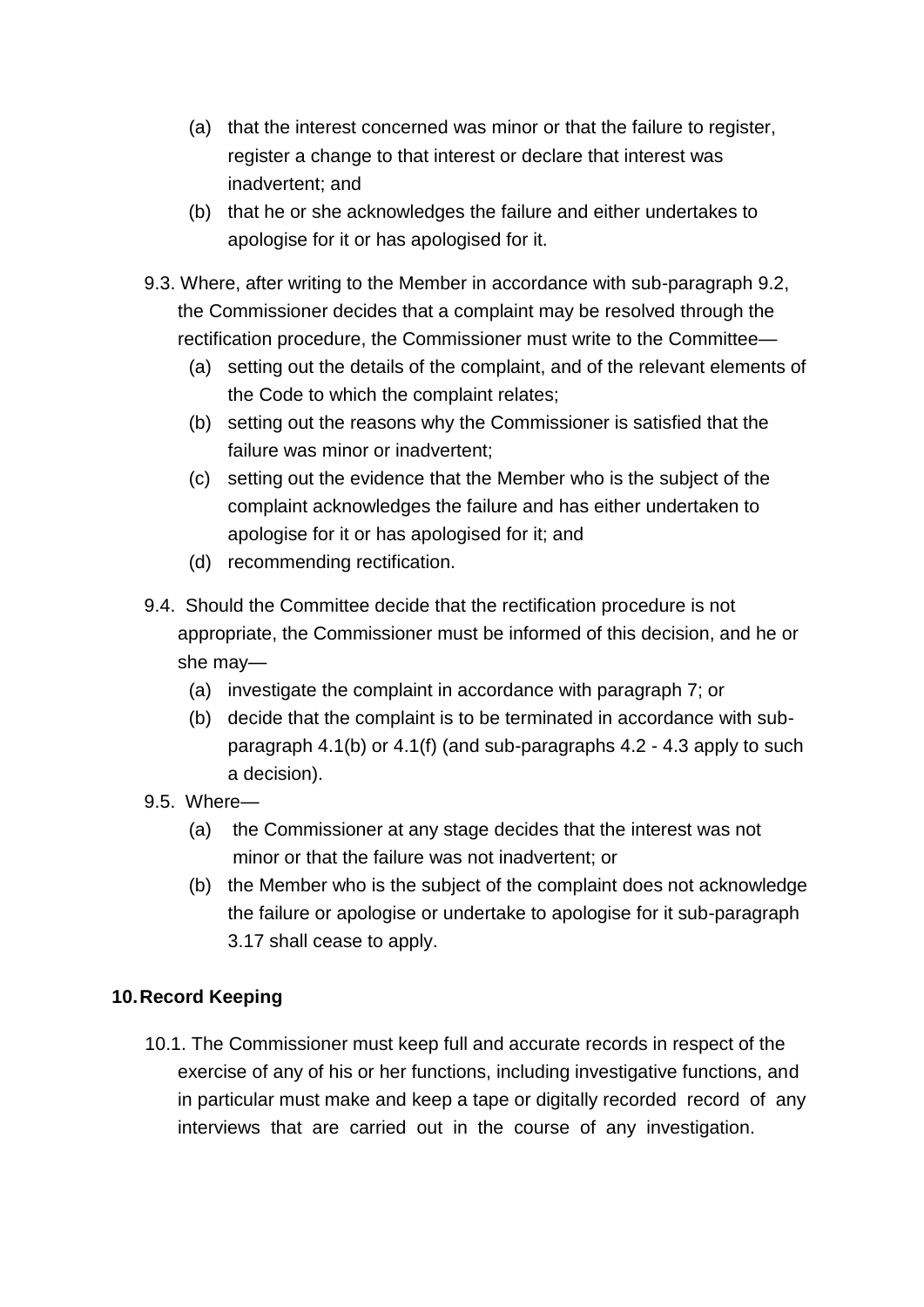(a) that the interest concerned was minor or that the failure to register, register a change to that interest or declare that interest was inadvertent; and

(b) that he or she acknowledges the failure and either undertakes to apologise for it or has apologised for it.

9.3. Where, after writing to the Member in accordance with sub-paragraph 9.2, the Commissioner decides that a complaint may be resolved through the rectification procedure, the Commissioner must write to the Committee—

(a) setting out the details of the complaint, and of the relevant elements of the Code to which the complaint relates;

(b) setting out the reasons why the Commissioner is satisfied that the failure was minor or inadvertent;

(c) setting out the evidence that the Member who is the subject of the complaint acknowledges the failure and has either undertaken to apologise for it or has apologised for it; and

(d) recommending rectification.

9.4. Should the Committee decide that the rectification procedure is not appropriate, the Commissioner must be informed of this decision, and he or she may—

(a) investigate the complaint in accordance with paragraph 7; or

(b) decide that the complaint is to be terminated in accordance with sub-paragraph 4.1(b) or 4.1(f) (and sub-paragraphs 4.2 - 4.3 apply to such a decision).

9.5. Where—

(a) the Commissioner at any stage decides that the interest was not minor or that the failure was not inadvertent; or

(b) the Member who is the subject of the complaint does not acknowledge the failure or apologise or undertake to apologise for it sub-paragraph 3.17 shall cease to apply.

## 10. Record Keeping

10.1. The Commissioner must keep full and accurate records in respect of the exercise of any of his or her functions, including investigative functions, and in particular must make and keep a tape or digitally recorded record of any interviews that are carried out in the course of any investigation.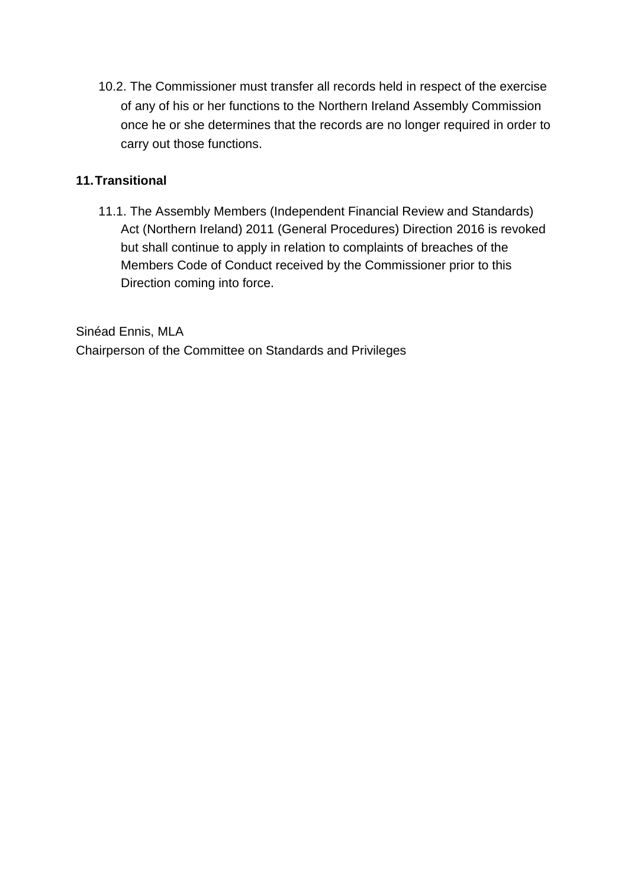10.2. The Commissioner must transfer all records held in respect of the exercise of any of his or her functions to the Northern Ireland Assembly Commission once he or she determines that the records are no longer required in order to carry out those functions.

## 11. Transitional

11.1. The Assembly Members (Independent Financial Review and Standards) Act (Northern Ireland) 2011 (General Procedures) Direction 2016 is revoked but shall continue to apply in relation to complaints of breaches of the Members Code of Conduct received by the Commissioner prior to this Direction coming into force.

Sinéad Ennis, MLA
Chairperson of the Committee on Standards and Privileges